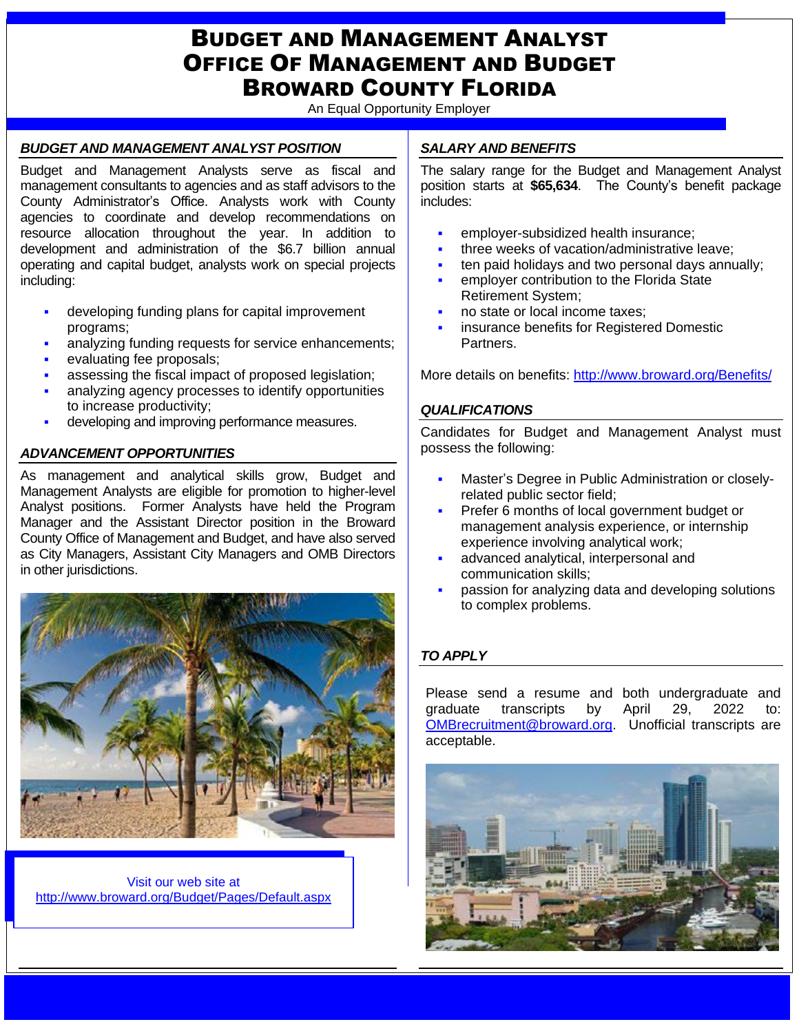# Budget and Management Analyst
# Office Of Management and Budget
# Broward County Florida

An Equal Opportunity Employer

### *BUDGET AND MANAGEMENT ANALYST POSITION*

Budget and Management Analysts serve as fiscal and management consultants to agencies and as staff advisors to the County Administrator's Office. Analysts work with County agencies to coordinate and develop recommendations on resource allocation throughout the year. In addition to development and administration of the $6.7 billion annual operating and capital budget, analysts work on special projects including:

- developing funding plans for capital improvement programs;
- analyzing funding requests for service enhancements;
- evaluating fee proposals;
- assessing the fiscal impact of proposed legislation;
- analyzing agency processes to identify opportunities to increase productivity;
- developing and improving performance measures.

### *ADVANCEMENT OPPORTUNITIES*

As management and analytical skills grow, Budget and Management Analysts are eligible for promotion to higher-level Analyst positions. Former Analysts have held the Program Manager and the Assistant Director position in the Broward County Office of Management and Budget, and have also served as City Managers, Assistant City Managers and OMB Directors in other jurisdictions.

Visit our web site at
http://www.broward.org/Budget/Pages/Default.aspx

### *SALARY AND BENEFITS*

The salary range for the Budget and Management Analyst position starts at **$65,634**. The County's benefit package includes:

- employer-subsidized health insurance;
- three weeks of vacation/administrative leave;
- ten paid holidays and two personal days annually;
- employer contribution to the Florida State Retirement System;
- no state or local income taxes;
- insurance benefits for Registered Domestic Partners.

More details on benefits: http://www.broward.org/Benefits/

### *QUALIFICATIONS*

Candidates for Budget and Management Analyst must possess the following:

- Master's Degree in Public Administration or closely-related public sector field;
- Prefer 6 months of local government budget or management analysis experience, or internship experience involving analytical work;
- advanced analytical, interpersonal and communication skills;
- passion for analyzing data and developing solutions to complex problems.

### *TO APPLY*

Please send a resume and both undergraduate and graduate transcripts by April 29, 2022 to: OMBrecruitment@broward.org. Unofficial transcripts are acceptable.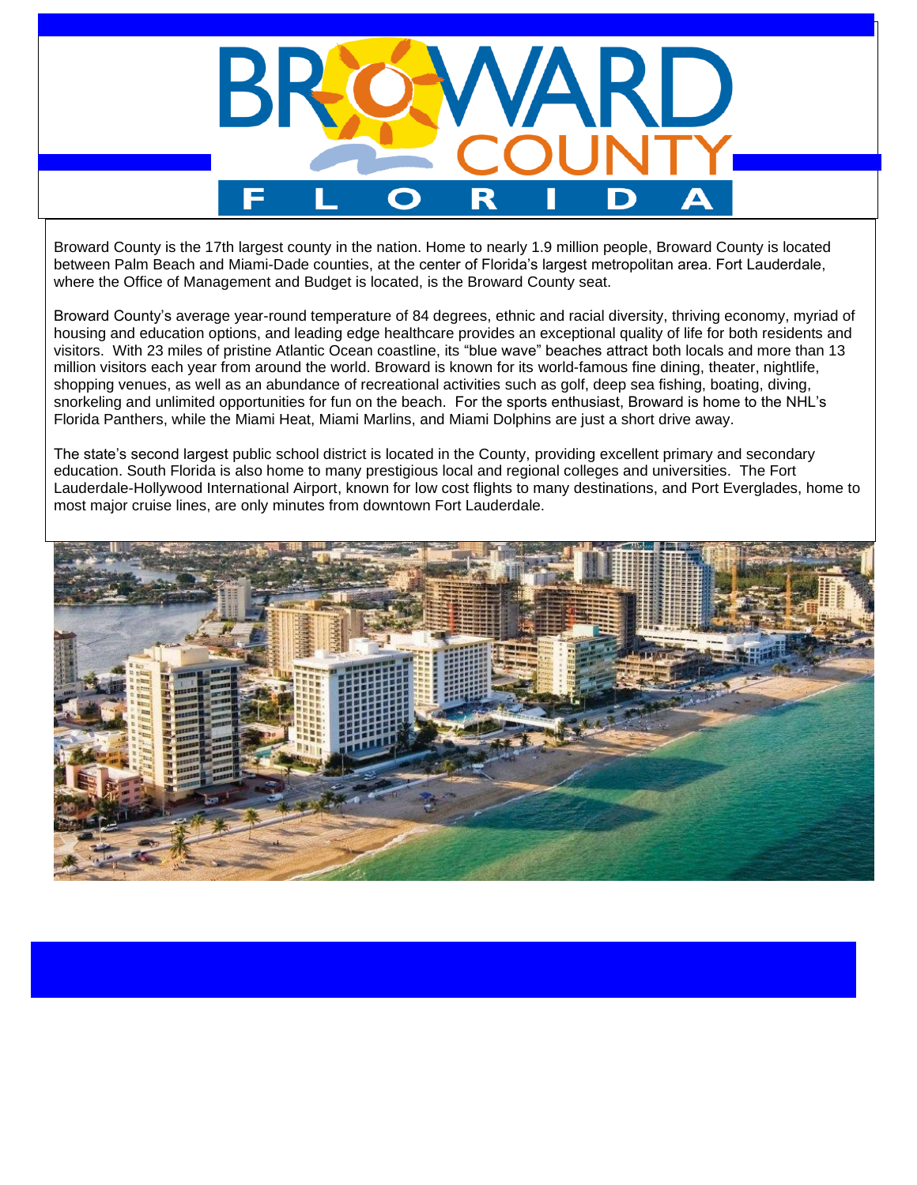Broward County is the 17th largest county in the nation. Home to nearly 1.9 million people, Broward County is located between Palm Beach and Miami-Dade counties, at the center of Florida's largest metropolitan area. Fort Lauderdale, where the Office of Management and Budget is located, is the Broward County seat.

Broward County's average year-round temperature of 84 degrees, ethnic and racial diversity, thriving economy, myriad of housing and education options, and leading edge healthcare provides an exceptional quality of life for both residents and visitors. With 23 miles of pristine Atlantic Ocean coastline, its "blue wave" beaches attract both locals and more than 13 million visitors each year from around the world. Broward is known for its world-famous fine dining, theater, nightlife, shopping venues, as well as an abundance of recreational activities such as golf, deep sea fishing, boating, diving, snorkeling and unlimited opportunities for fun on the beach. For the sports enthusiast, Broward is home to the NHL's Florida Panthers, while the Miami Heat, Miami Marlins, and Miami Dolphins are just a short drive away.

The state's second largest public school district is located in the County, providing excellent primary and secondary education. South Florida is also home to many prestigious local and regional colleges and universities. The Fort Lauderdale-Hollywood International Airport, known for low cost flights to many destinations, and Port Everglades, home to most major cruise lines, are only minutes from downtown Fort Lauderdale.